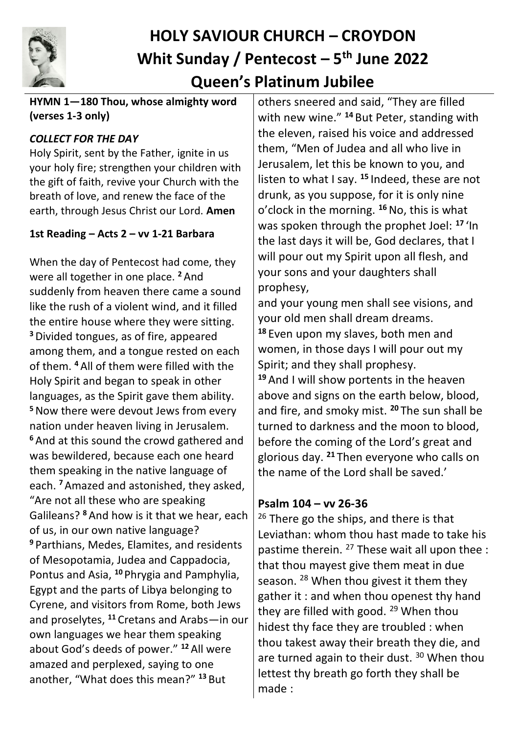# HOLY SAVIOUR CHURCH – CROYDON
## Whit Sunday / Pentecost – 5th June 2022
## Queen's Platinum Jubilee

**HYMN 1—180 Thou, whose almighty word (verses 1-3 only)**

***COLLECT FOR THE DAY***

Holy Spirit, sent by the Father, ignite in us your holy fire; strengthen your children with the gift of faith, revive your Church with the breath of love, and renew the face of the earth, through Jesus Christ our Lord. **Amen**

**1st Reading – Acts 2 – vv 1-21 Barbara**

When the day of Pentecost had come, they were all together in one place. **2** And suddenly from heaven there came a sound like the rush of a violent wind, and it filled the entire house where they were sitting. **3** Divided tongues, as of fire, appeared among them, and a tongue rested on each of them. **4** All of them were filled with the Holy Spirit and began to speak in other languages, as the Spirit gave them ability. **5** Now there were devout Jews from every nation under heaven living in Jerusalem. **6** And at this sound the crowd gathered and was bewildered, because each one heard them speaking in the native language of each. **7** Amazed and astonished, they asked, "Are not all these who are speaking Galileans? **8** And how is it that we hear, each of us, in our own native language? **9** Parthians, Medes, Elamites, and residents of Mesopotamia, Judea and Cappadocia, Pontus and Asia, **10** Phrygia and Pamphylia, Egypt and the parts of Libya belonging to Cyrene, and visitors from Rome, both Jews and proselytes, **11** Cretans and Arabs—in our own languages we hear them speaking about God's deeds of power." **12** All were amazed and perplexed, saying to one another, "What does this mean?" **13** But others sneered and said, "They are filled with new wine." **14** But Peter, standing with the eleven, raised his voice and addressed them, "Men of Judea and all who live in Jerusalem, let this be known to you, and listen to what I say. **15** Indeed, these are not drunk, as you suppose, for it is only nine o'clock in the morning. **16** No, this is what was spoken through the prophet Joel: **17** 'In the last days it will be, God declares, that I will pour out my Spirit upon all flesh, and your sons and your daughters shall prophesy,
and your young men shall see visions, and your old men shall dream dreams.
**18** Even upon my slaves, both men and women, in those days I will pour out my Spirit; and they shall prophesy.
**19** And I will show portents in the heaven above and signs on the earth below, blood, and fire, and smoky mist. **20** The sun shall be turned to darkness and the moon to blood, before the coming of the Lord's great and glorious day. **21** Then everyone who calls on the name of the Lord shall be saved.'

**Psalm 104 – vv 26-36**

26 There go the ships, and there is that Leviathan: whom thou hast made to take his pastime therein. 27 These wait all upon thee : that thou mayest give them meat in due season. 28 When thou givest it them they gather it : and when thou openest thy hand they are filled with good. 29 When thou hidest thy face they are troubled : when thou takest away their breath they die, and are turned again to their dust. 30 When thou lettest thy breath go forth they shall be made :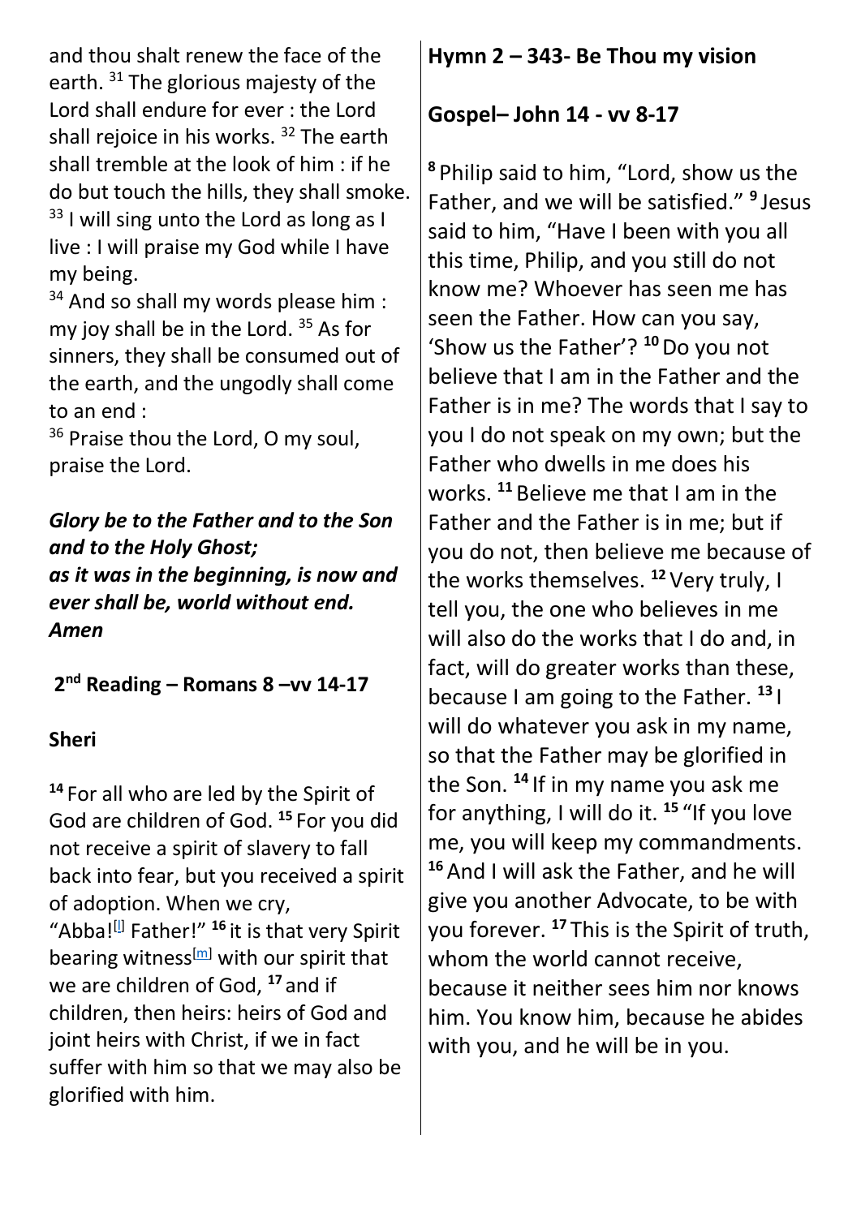and thou shalt renew the face of the earth. 31 The glorious majesty of the Lord shall endure for ever : the Lord shall rejoice in his works. 32 The earth shall tremble at the look of him : if he do but touch the hills, they shall smoke. 33 I will sing unto the Lord as long as I live : I will praise my God while I have my being.

34 And so shall my words please him : my joy shall be in the Lord. 35 As for sinners, they shall be consumed out of the earth, and the ungodly shall come to an end :

36 Praise thou the Lord, O my soul, praise the Lord.

***Glory be to the Father and to the Son and to the Holy Ghost;***
***as it was in the beginning, is now and ever shall be, world without end. Amen***

**2nd Reading – Romans 8 –vv 14-17**

**Sheri**

**14** For all who are led by the Spirit of God are children of God. **15** For you did not receive a spirit of slavery to fall back into fear, but you received a spirit of adoption. When we cry, "Abba![l] Father!" **16** it is that very Spirit bearing witness[m] with our spirit that we are children of God, **17** and if children, then heirs: heirs of God and joint heirs with Christ, if we in fact suffer with him so that we may also be glorified with him.

**Hymn 2 – 343- Be Thou my vision**

**Gospel– John 14 - vv 8-17**

**8** Philip said to him, "Lord, show us the Father, and we will be satisfied." **9** Jesus said to him, "Have I been with you all this time, Philip, and you still do not know me? Whoever has seen me has seen the Father. How can you say, 'Show us the Father'? **10** Do you not believe that I am in the Father and the Father is in me? The words that I say to you I do not speak on my own; but the Father who dwells in me does his works. **11** Believe me that I am in the Father and the Father is in me; but if you do not, then believe me because of the works themselves. **12** Very truly, I tell you, the one who believes in me will also do the works that I do and, in fact, will do greater works than these, because I am going to the Father. **13** I will do whatever you ask in my name, so that the Father may be glorified in the Son. **14** If in my name you ask me for anything, I will do it. **15** "If you love me, you will keep my commandments. **16** And I will ask the Father, and he will give you another Advocate, to be with you forever. **17** This is the Spirit of truth, whom the world cannot receive, because it neither sees him nor knows him. You know him, because he abides with you, and he will be in you.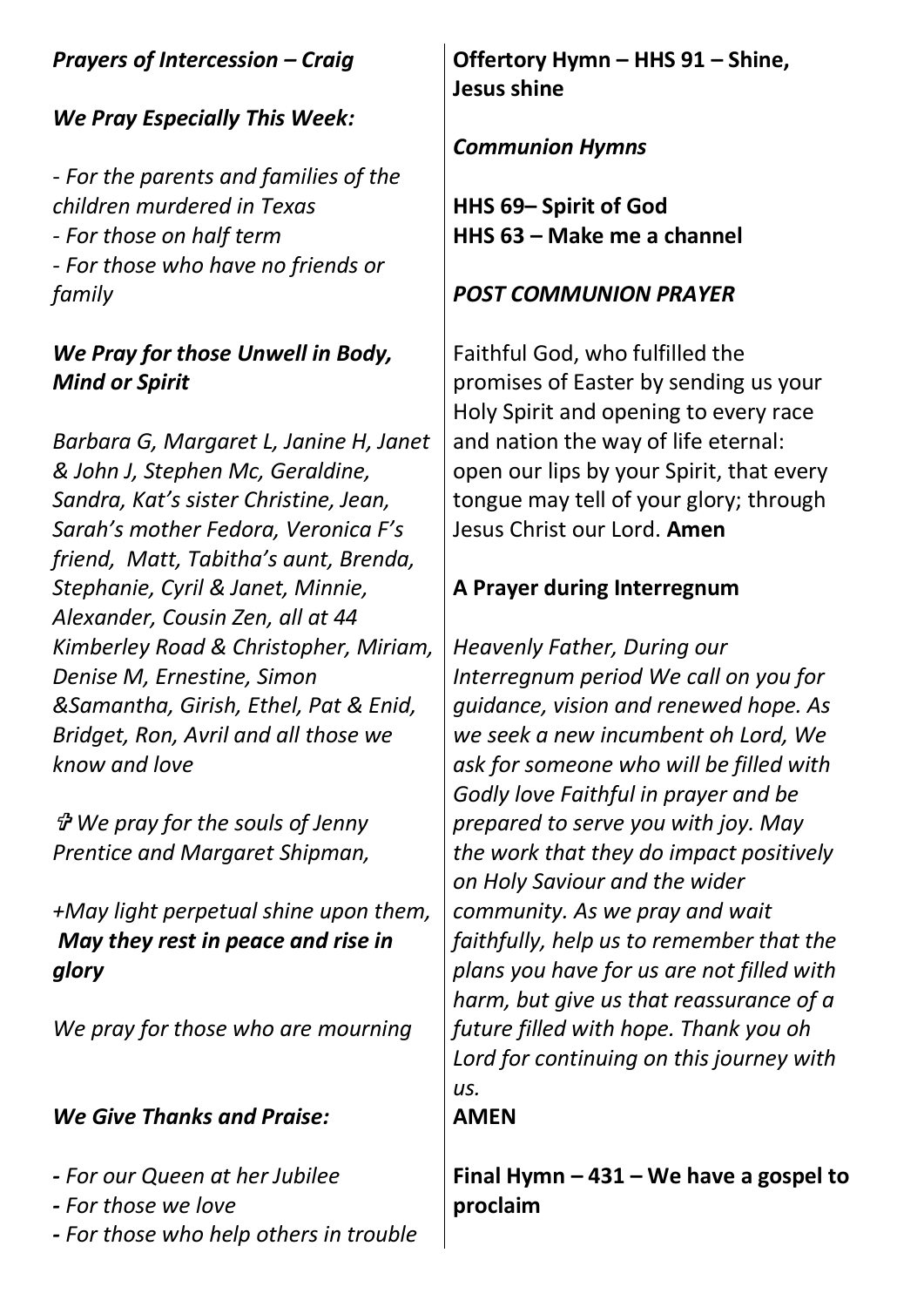***Prayers of Intercession – Craig***

***We Pray Especially This Week:***

*- For the parents and families of the children murdered in Texas*
*- For those on half term*
*- For those who have no friends or family*

***We Pray for those Unwell in Body, Mind or Spirit***

*Barbara G, Margaret L, Janine H, Janet & John J, Stephen Mc, Geraldine, Sandra, Kat's sister Christine, Jean, Sarah's mother Fedora, Veronica F's friend, Matt, Tabitha's aunt, Brenda, Stephanie, Cyril & Janet, Minnie, Alexander, Cousin Zen, all at 44 Kimberley Road & Christopher, Miriam, Denise M, Ernestine, Simon &Samantha, Girish, Ethel, Pat & Enid, Bridget, Ron, Avril and all those we know and love*

*✞ We pray for the souls of Jenny Prentice and Margaret Shipman,*

*+May light perpetual shine upon them,*
***May they rest in peace and rise in glory***

*We pray for those who are mourning*

***We Give Thanks and Praise:***

*- For our Queen at her Jubilee*
*- For those we love*
*- For those who help others in trouble*

**Offertory Hymn – HHS 91 – Shine, Jesus shine**

***Communion Hymns***

**HHS 69– Spirit of God**
**HHS 63 – Make me a channel**

***POST COMMUNION PRAYER***

Faithful God, who fulfilled the promises of Easter by sending us your Holy Spirit and opening to every race and nation the way of life eternal: open our lips by your Spirit, that every tongue may tell of your glory; through Jesus Christ our Lord. **Amen**

**A Prayer during Interregnum**

*Heavenly Father, During our Interregnum period We call on you for guidance, vision and renewed hope. As we seek a new incumbent oh Lord, We ask for someone who will be filled with Godly love Faithful in prayer and be prepared to serve you with joy. May the work that they do impact positively on Holy Saviour and the wider community. As we pray and wait faithfully, help us to remember that the plans you have for us are not filled with harm, but give us that reassurance of a future filled with hope. Thank you oh Lord for continuing on this journey with us.*
**AMEN**

**Final Hymn – 431 – We have a gospel to proclaim**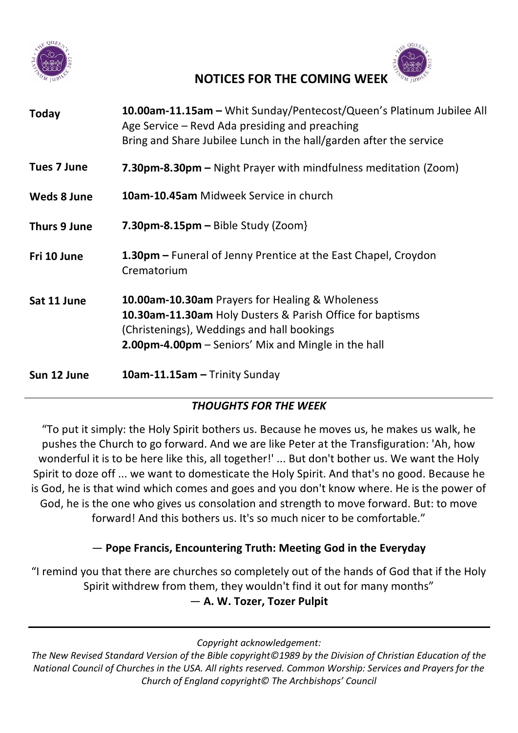## NOTICES FOR THE COMING WEEK

| | |
|---|---|
| **Today** | **10.00am-11.15am –** Whit Sunday/Pentecost/Queen's Platinum Jubilee All Age Service – Revd Ada presiding and preaching<br>Bring and Share Jubilee Lunch in the hall/garden after the service |
| **Tues 7 June** | **7.30pm-8.30pm –** Night Prayer with mindfulness meditation (Zoom) |
| **Weds 8 June** | **10am-10.45am** Midweek Service in church |
| **Thurs 9 June** | **7.30pm-8.15pm –** Bible Study (Zoom} |
| **Fri 10 June** | **1.30pm –** Funeral of Jenny Prentice at the East Chapel, Croydon Crematorium |
| **Sat 11 June** | **10.00am-10.30am** Prayers for Healing & Wholeness<br>**10.30am-11.30am** Holy Dusters & Parish Office for baptisms (Christenings), Weddings and hall bookings<br>**2.00pm-4.00pm** – Seniors' Mix and Mingle in the hall |
| **Sun 12 June** | **10am-11.15am –** Trinity Sunday |

### *THOUGHTS FOR THE WEEK*

"To put it simply: the Holy Spirit bothers us. Because he moves us, he makes us walk, he pushes the Church to go forward. And we are like Peter at the Transfiguration: 'Ah, how wonderful it is to be here like this, all together!' ... But don't bother us. We want the Holy Spirit to doze off ... we want to domesticate the Holy Spirit. And that's no good. Because he is God, he is that wind which comes and goes and you don't know where. He is the power of God, he is the one who gives us consolation and strength to move forward. But: to move forward! And this bothers us. It's so much nicer to be comfortable."

― **Pope Francis, Encountering Truth: Meeting God in the Everyday**

"I remind you that there are churches so completely out of the hands of God that if the Holy Spirit withdrew from them, they wouldn't find it out for many months"

― **A. W. Tozer, Tozer Pulpit**

*Copyright acknowledgement:*

*The New Revised Standard Version of the Bible copyright©1989 by the Division of Christian Education of the National Council of Churches in the USA. All rights reserved. Common Worship: Services and Prayers for the Church of England copyright© The Archbishops' Council*